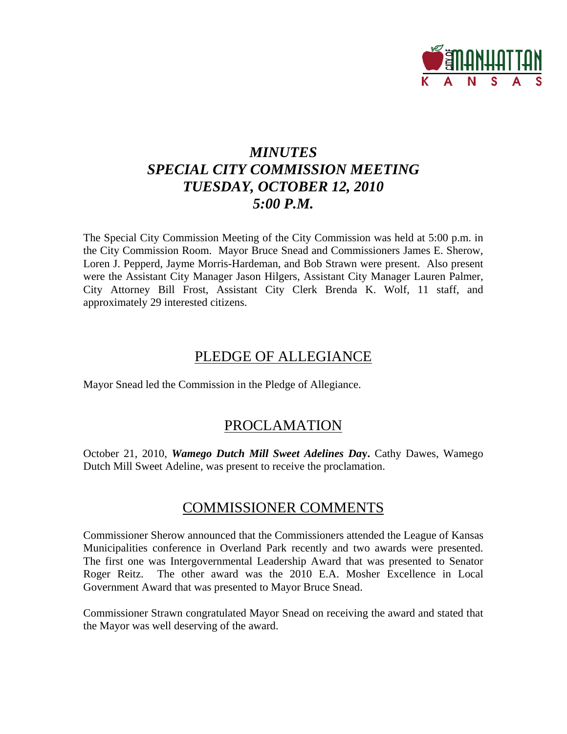# *MINUTES*
# *SPECIAL CITY COMMISSION MEETING*
# *TUESDAY, OCTOBER 12, 2010*
# *5:00 P.M.*

The Special City Commission Meeting of the City Commission was held at 5:00 p.m. in the City Commission Room. Mayor Bruce Snead and Commissioners James E. Sherow, Loren J. Pepperd, Jayme Morris-Hardeman, and Bob Strawn were present. Also present were the Assistant City Manager Jason Hilgers, Assistant City Manager Lauren Palmer, City Attorney Bill Frost, Assistant City Clerk Brenda K. Wolf, 11 staff, and approximately 29 interested citizens.

## PLEDGE OF ALLEGIANCE

Mayor Snead led the Commission in the Pledge of Allegiance.

## PROCLAMATION

October 21, 2010, ***Wamego Dutch Mill Sweet Adelines Day*.** Cathy Dawes, Wamego Dutch Mill Sweet Adeline, was present to receive the proclamation.

## COMMISSIONER COMMENTS

Commissioner Sherow announced that the Commissioners attended the League of Kansas Municipalities conference in Overland Park recently and two awards were presented. The first one was Intergovernmental Leadership Award that was presented to Senator Roger Reitz. The other award was the 2010 E.A. Mosher Excellence in Local Government Award that was presented to Mayor Bruce Snead.

Commissioner Strawn congratulated Mayor Snead on receiving the award and stated that the Mayor was well deserving of the award.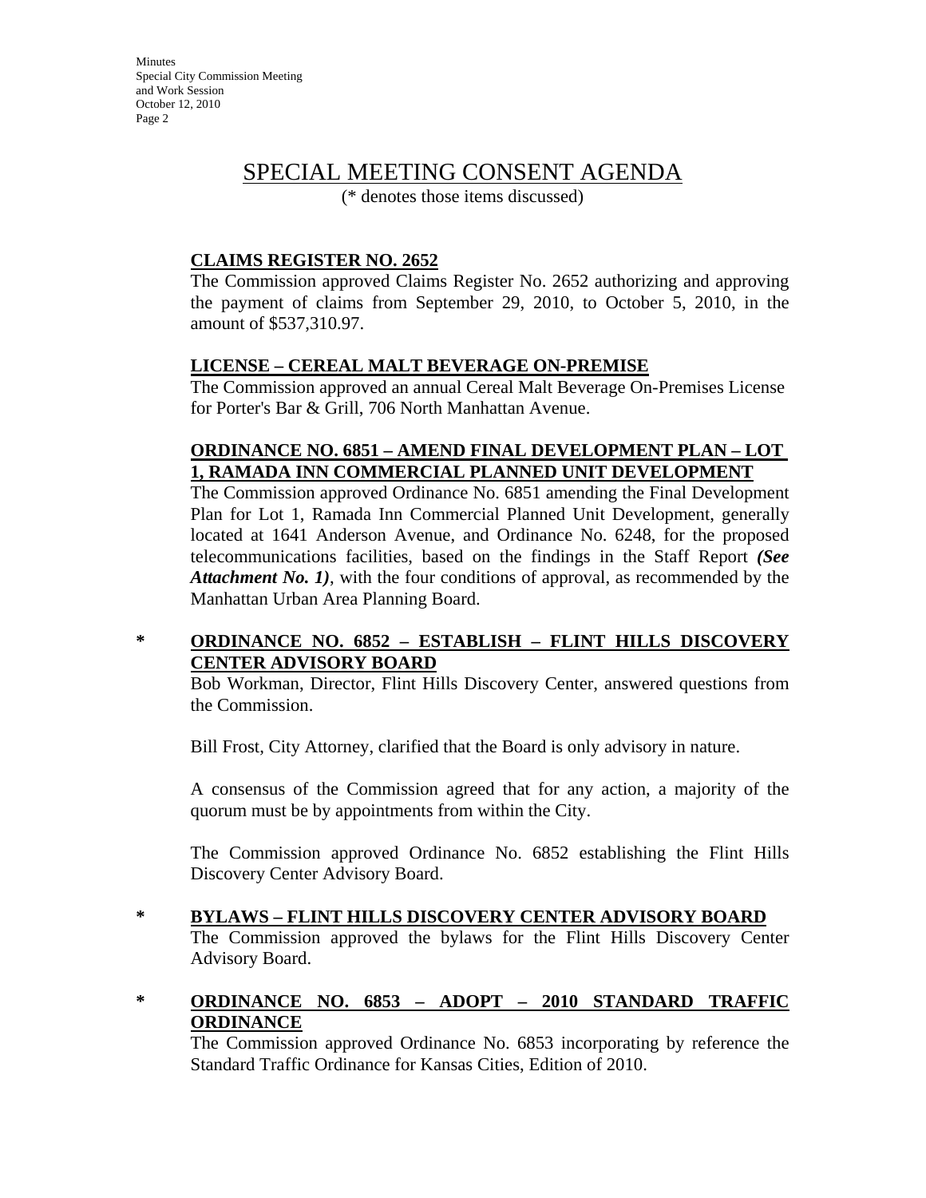# SPECIAL MEETING CONSENT AGENDA

(* denotes those items discussed)

**CLAIMS REGISTER NO. 2652**

The Commission approved Claims Register No. 2652 authorizing and approving the payment of claims from September 29, 2010, to October 5, 2010, in the amount of $537,310.97.

**LICENSE – CEREAL MALT BEVERAGE ON-PREMISE**

The Commission approved an annual Cereal Malt Beverage On-Premises License for Porter's Bar & Grill, 706 North Manhattan Avenue.

**ORDINANCE NO. 6851 – AMEND FINAL DEVELOPMENT PLAN – LOT 1, RAMADA INN COMMERCIAL PLANNED UNIT DEVELOPMENT**

The Commission approved Ordinance No. 6851 amending the Final Development Plan for Lot 1, Ramada Inn Commercial Planned Unit Development, generally located at 1641 Anderson Avenue, and Ordinance No. 6248, for the proposed telecommunications facilities, based on the findings in the Staff Report ***(See Attachment No. 1)***, with the four conditions of approval, as recommended by the Manhattan Urban Area Planning Board.

\* **ORDINANCE NO. 6852 – ESTABLISH – FLINT HILLS DISCOVERY CENTER ADVISORY BOARD**

Bob Workman, Director, Flint Hills Discovery Center, answered questions from the Commission.

Bill Frost, City Attorney, clarified that the Board is only advisory in nature.

A consensus of the Commission agreed that for any action, a majority of the quorum must be by appointments from within the City.

The Commission approved Ordinance No. 6852 establishing the Flint Hills Discovery Center Advisory Board.

\* **BYLAWS – FLINT HILLS DISCOVERY CENTER ADVISORY BOARD**

The Commission approved the bylaws for the Flint Hills Discovery Center Advisory Board.

\* **ORDINANCE NO. 6853 – ADOPT – 2010 STANDARD TRAFFIC ORDINANCE**

The Commission approved Ordinance No. 6853 incorporating by reference the Standard Traffic Ordinance for Kansas Cities, Edition of 2010.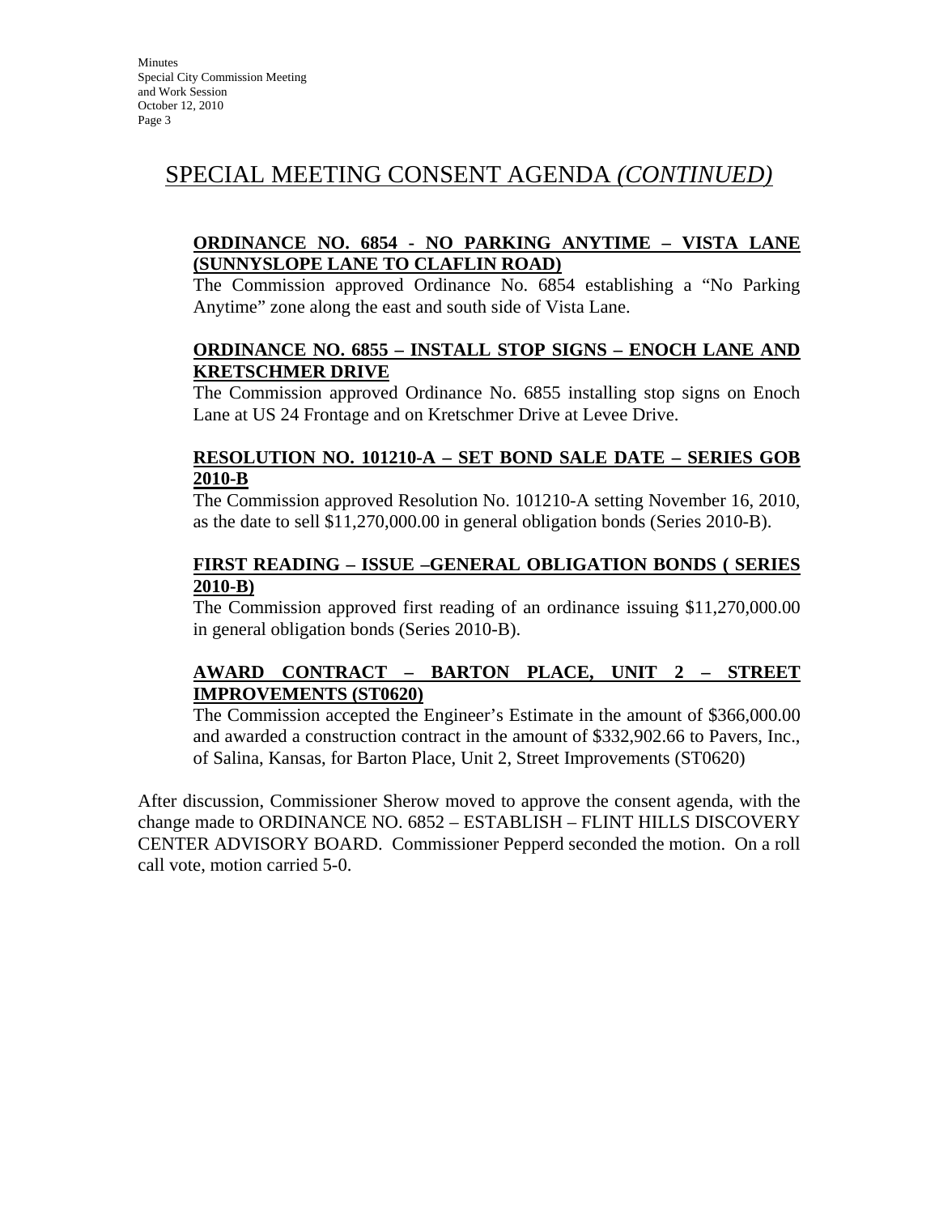# SPECIAL MEETING CONSENT AGENDA *(CONTINUED)*

**ORDINANCE NO. 6854 - NO PARKING ANYTIME – VISTA LANE (SUNNYSLOPE LANE TO CLAFLIN ROAD)**

The Commission approved Ordinance No. 6854 establishing a "No Parking Anytime" zone along the east and south side of Vista Lane.

**ORDINANCE NO. 6855 – INSTALL STOP SIGNS – ENOCH LANE AND KRETSCHMER DRIVE**

The Commission approved Ordinance No. 6855 installing stop signs on Enoch Lane at US 24 Frontage and on Kretschmer Drive at Levee Drive.

**RESOLUTION NO. 101210-A – SET BOND SALE DATE – SERIES GOB 2010-B**

The Commission approved Resolution No. 101210-A setting November 16, 2010, as the date to sell $11,270,000.00 in general obligation bonds (Series 2010-B).

**FIRST READING – ISSUE –GENERAL OBLIGATION BONDS ( SERIES 2010-B)**

The Commission approved first reading of an ordinance issuing $11,270,000.00 in general obligation bonds (Series 2010-B).

**AWARD CONTRACT – BARTON PLACE, UNIT 2 – STREET IMPROVEMENTS (ST0620)**

The Commission accepted the Engineer's Estimate in the amount of $366,000.00 and awarded a construction contract in the amount of $332,902.66 to Pavers, Inc., of Salina, Kansas, for Barton Place, Unit 2, Street Improvements (ST0620)

After discussion, Commissioner Sherow moved to approve the consent agenda, with the change made to ORDINANCE NO. 6852 – ESTABLISH – FLINT HILLS DISCOVERY CENTER ADVISORY BOARD. Commissioner Pepperd seconded the motion. On a roll call vote, motion carried 5-0.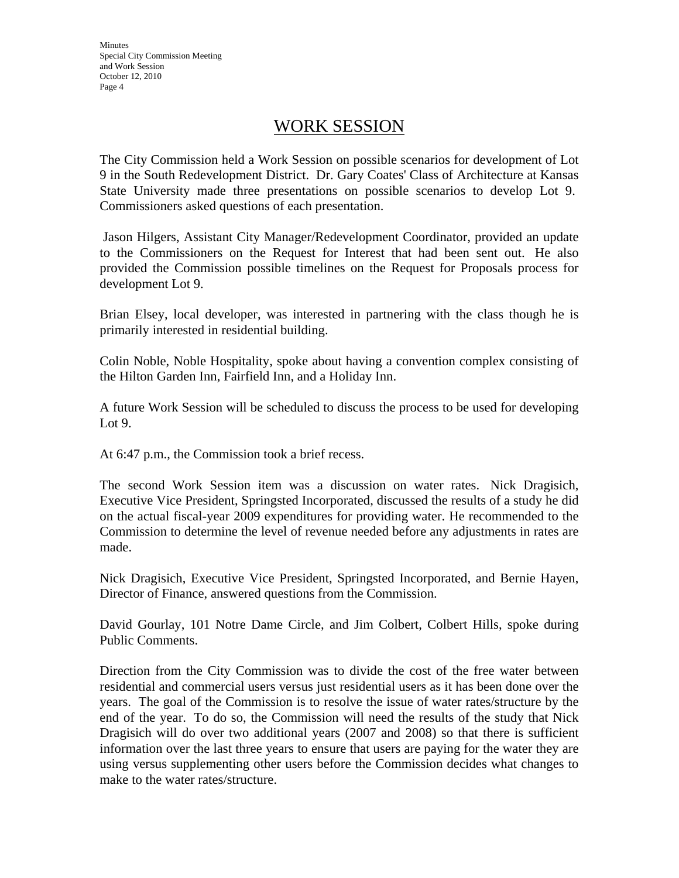# WORK SESSION

The City Commission held a Work Session on possible scenarios for development of Lot 9 in the South Redevelopment District. Dr. Gary Coates' Class of Architecture at Kansas State University made three presentations on possible scenarios to develop Lot 9. Commissioners asked questions of each presentation.

Jason Hilgers, Assistant City Manager/Redevelopment Coordinator, provided an update to the Commissioners on the Request for Interest that had been sent out. He also provided the Commission possible timelines on the Request for Proposals process for development Lot 9.

Brian Elsey, local developer, was interested in partnering with the class though he is primarily interested in residential building.

Colin Noble, Noble Hospitality, spoke about having a convention complex consisting of the Hilton Garden Inn, Fairfield Inn, and a Holiday Inn.

A future Work Session will be scheduled to discuss the process to be used for developing Lot 9.

At 6:47 p.m., the Commission took a brief recess.

The second Work Session item was a discussion on water rates. Nick Dragisich, Executive Vice President, Springsted Incorporated, discussed the results of a study he did on the actual fiscal-year 2009 expenditures for providing water. He recommended to the Commission to determine the level of revenue needed before any adjustments in rates are made.

Nick Dragisich, Executive Vice President, Springsted Incorporated, and Bernie Hayen, Director of Finance, answered questions from the Commission.

David Gourlay, 101 Notre Dame Circle, and Jim Colbert, Colbert Hills, spoke during Public Comments.

Direction from the City Commission was to divide the cost of the free water between residential and commercial users versus just residential users as it has been done over the years. The goal of the Commission is to resolve the issue of water rates/structure by the end of the year. To do so, the Commission will need the results of the study that Nick Dragisich will do over two additional years (2007 and 2008) so that there is sufficient information over the last three years to ensure that users are paying for the water they are using versus supplementing other users before the Commission decides what changes to make to the water rates/structure.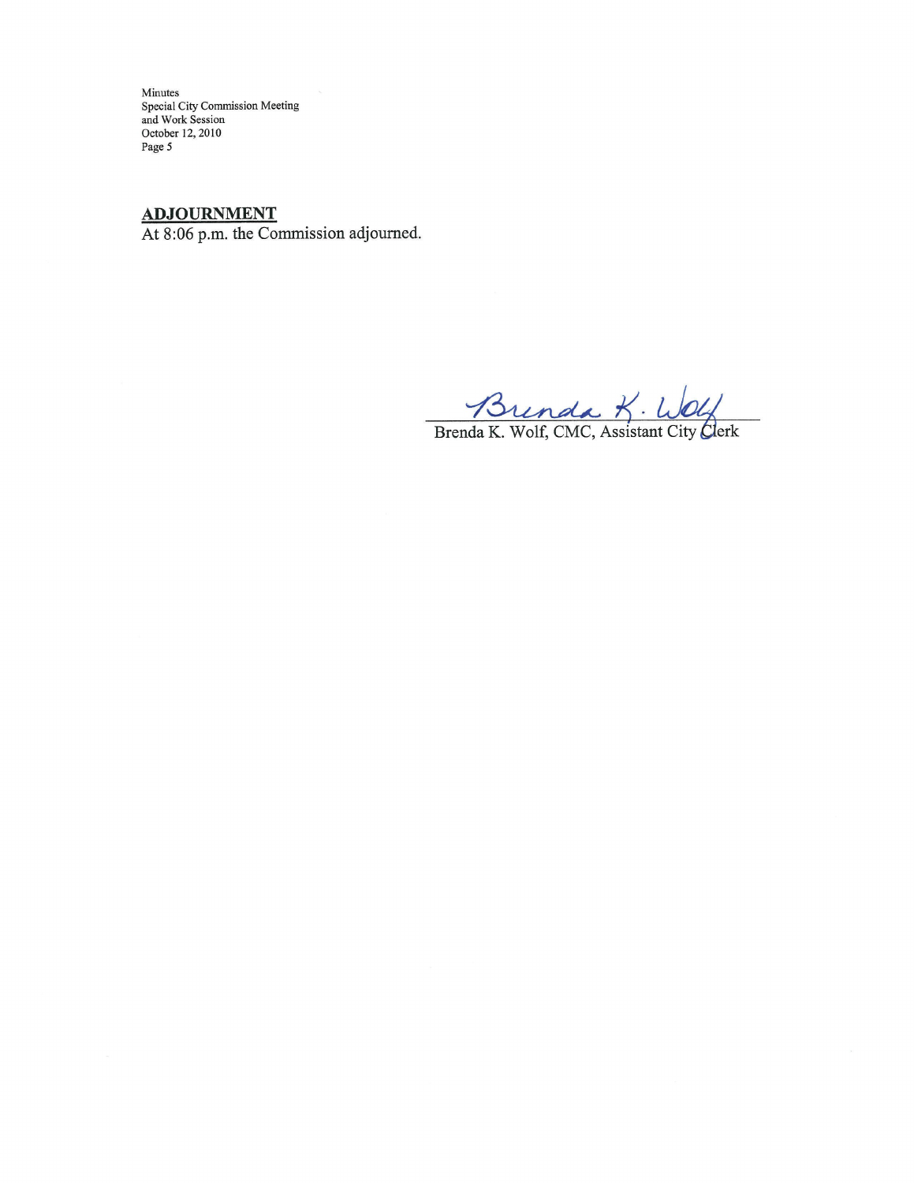## ADJOURNMENT

At 8:06 p.m. the Commission adjourned.

Brenda K. Wolf

Brenda K. Wolf, CMC, Assistant City Clerk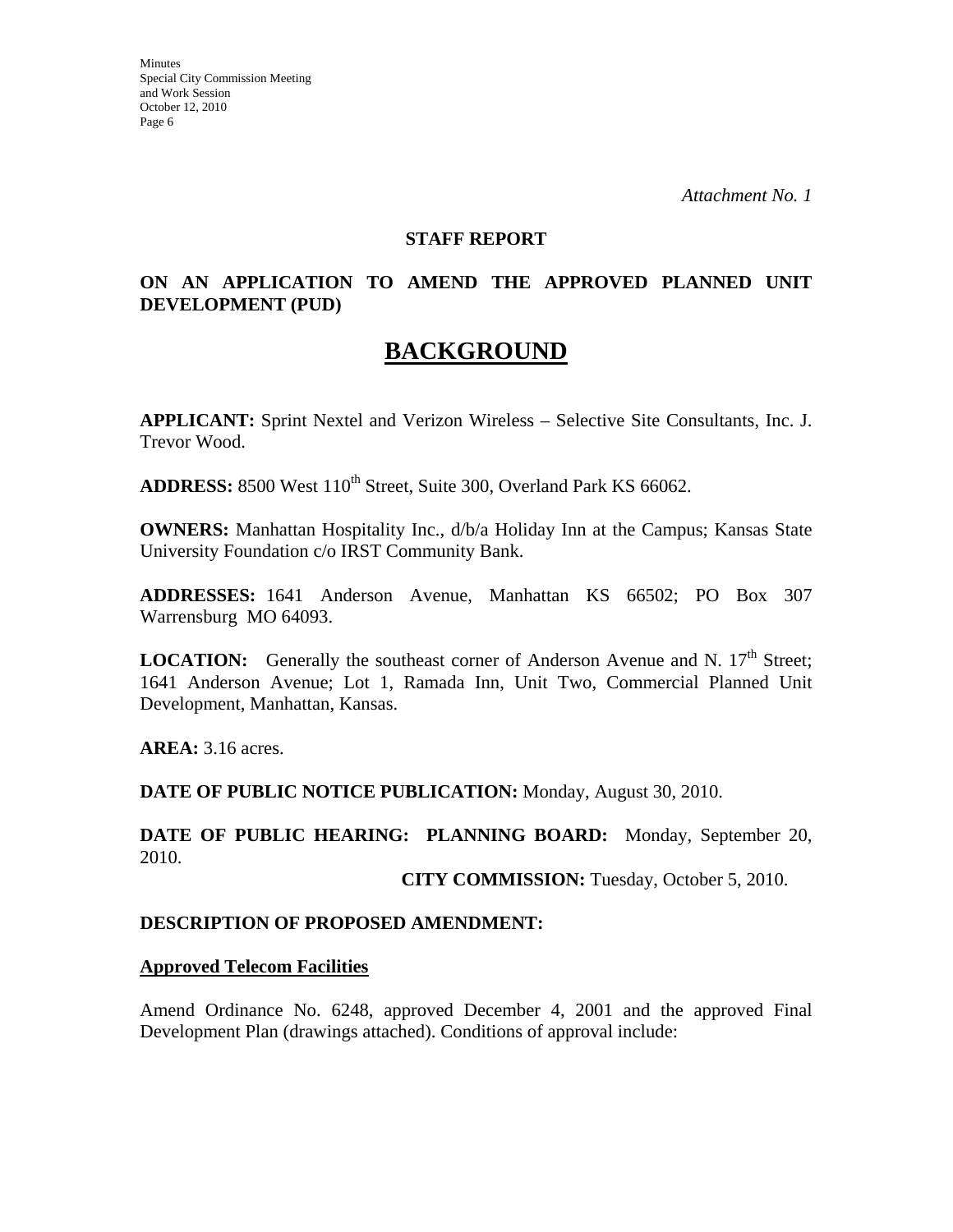*Attachment No. 1*

**STAFF REPORT**

**ON AN APPLICATION TO AMEND THE APPROVED PLANNED UNIT DEVELOPMENT (PUD)**

# BACKGROUND

**APPLICANT:** Sprint Nextel and Verizon Wireless – Selective Site Consultants, Inc. J. Trevor Wood.

**ADDRESS:** 8500 West 110th Street, Suite 300, Overland Park KS 66062.

**OWNERS:** Manhattan Hospitality Inc., d/b/a Holiday Inn at the Campus; Kansas State University Foundation c/o IRST Community Bank.

**ADDRESSES:** 1641 Anderson Avenue, Manhattan KS 66502; PO Box 307 Warrensburg MO 64093.

**LOCATION:** Generally the southeast corner of Anderson Avenue and N. 17th Street; 1641 Anderson Avenue; Lot 1, Ramada Inn, Unit Two, Commercial Planned Unit Development, Manhattan, Kansas.

**AREA:** 3.16 acres.

**DATE OF PUBLIC NOTICE PUBLICATION:** Monday, August 30, 2010.

**DATE OF PUBLIC HEARING: PLANNING BOARD:** Monday, September 20, 2010.

**CITY COMMISSION:** Tuesday, October 5, 2010.

**DESCRIPTION OF PROPOSED AMENDMENT:**

**Approved Telecom Facilities**

Amend Ordinance No. 6248, approved December 4, 2001 and the approved Final Development Plan (drawings attached). Conditions of approval include: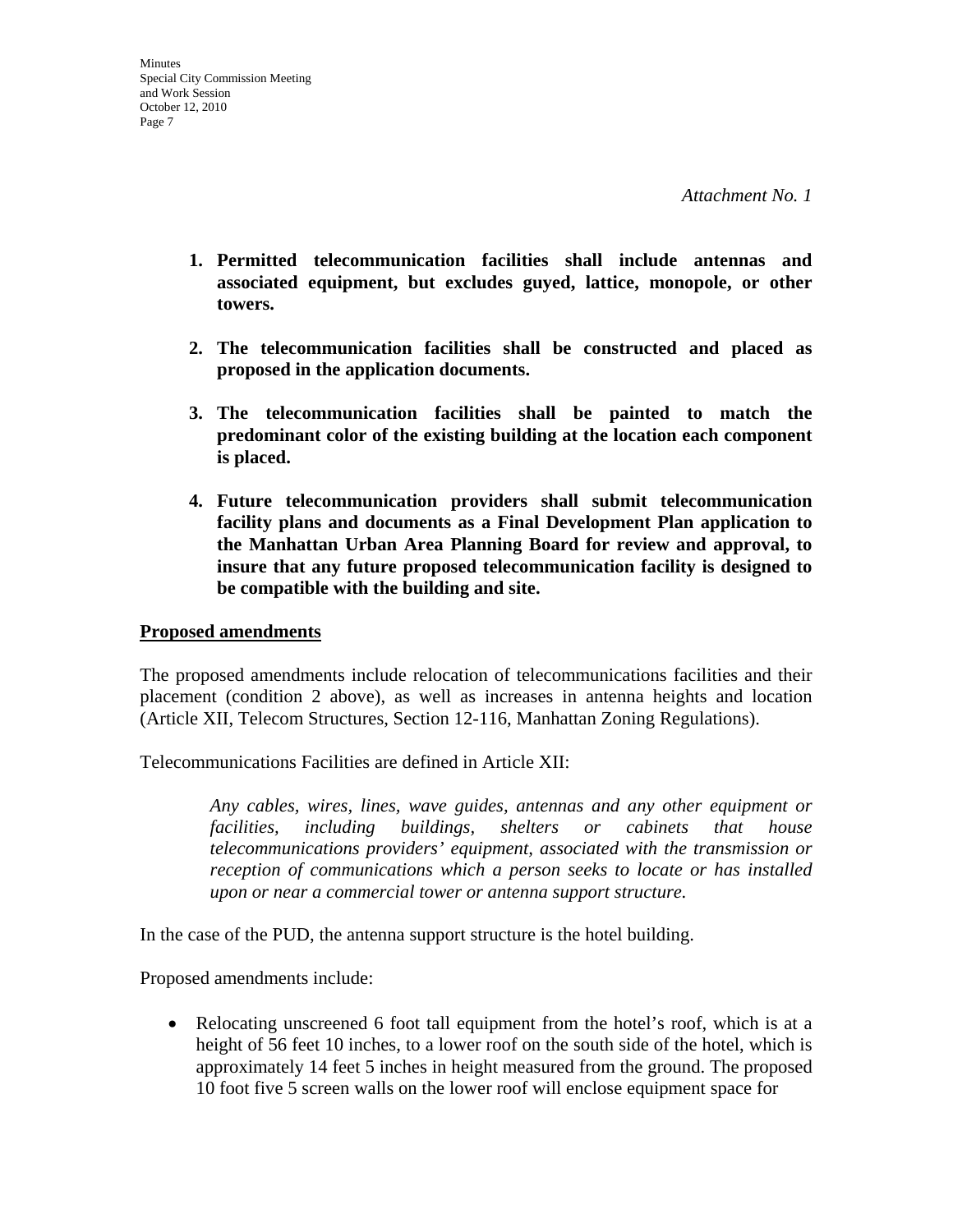*Attachment No. 1*

1. **Permitted telecommunication facilities shall include antennas and associated equipment, but excludes guyed, lattice, monopole, or other towers.**

2. **The telecommunication facilities shall be constructed and placed as proposed in the application documents.**

3. **The telecommunication facilities shall be painted to match the predominant color of the existing building at the location each component is placed.**

4. **Future telecommunication providers shall submit telecommunication facility plans and documents as a Final Development Plan application to the Manhattan Urban Area Planning Board for review and approval, to insure that any future proposed telecommunication facility is designed to be compatible with the building and site.**

**Proposed amendments**

The proposed amendments include relocation of telecommunications facilities and their placement (condition 2 above), as well as increases in antenna heights and location (Article XII, Telecom Structures, Section 12-116, Manhattan Zoning Regulations).

Telecommunications Facilities are defined in Article XII:

> *Any cables, wires, lines, wave guides, antennas and any other equipment or facilities, including buildings, shelters or cabinets that house telecommunications providers' equipment, associated with the transmission or reception of communications which a person seeks to locate or has installed upon or near a commercial tower or antenna support structure.*

In the case of the PUD, the antenna support structure is the hotel building.

Proposed amendments include:

- Relocating unscreened 6 foot tall equipment from the hotel's roof, which is at a height of 56 feet 10 inches, to a lower roof on the south side of the hotel, which is approximately 14 feet 5 inches in height measured from the ground. The proposed 10 foot five 5 screen walls on the lower roof will enclose equipment space for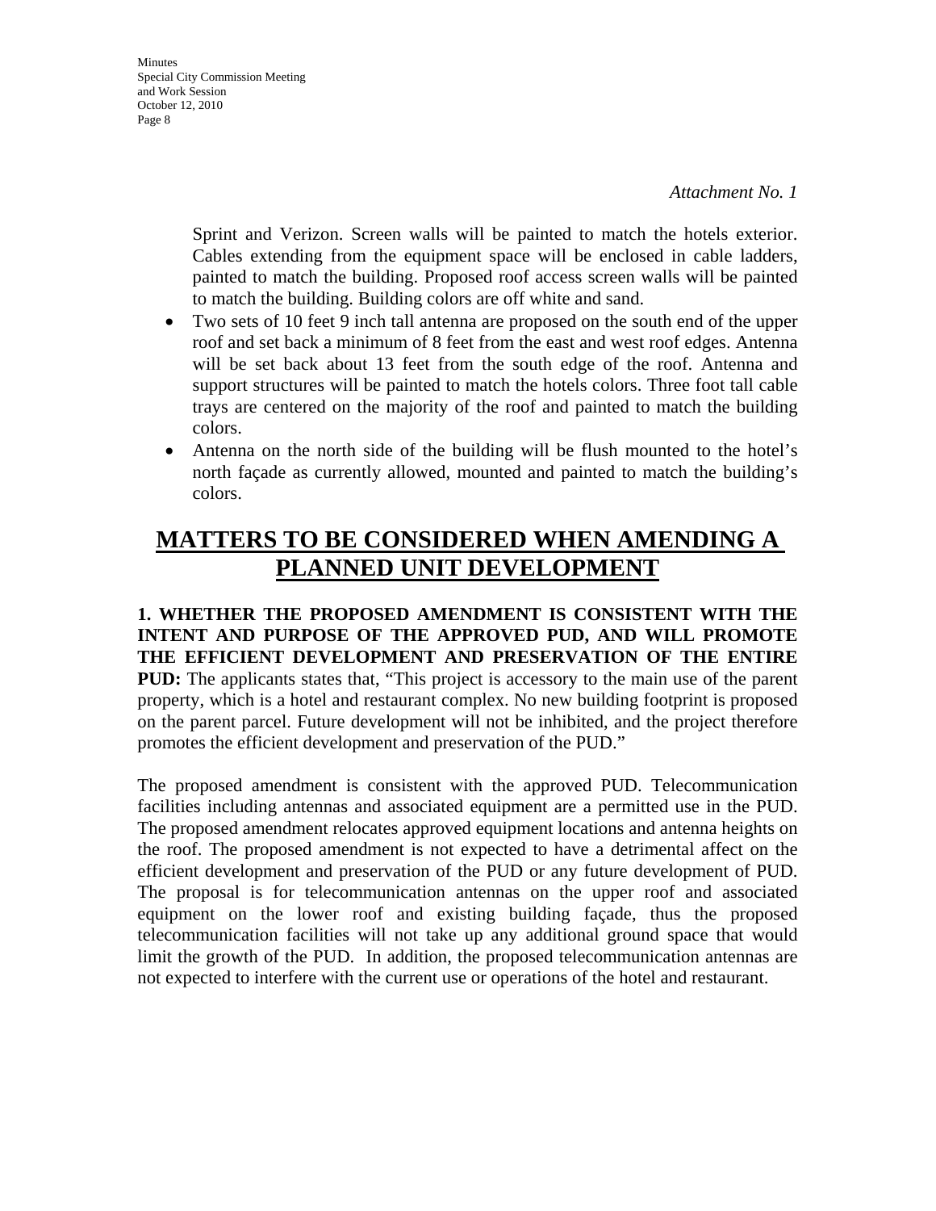*Attachment No. 1*

Sprint and Verizon. Screen walls will be painted to match the hotels exterior. Cables extending from the equipment space will be enclosed in cable ladders, painted to match the building. Proposed roof access screen walls will be painted to match the building. Building colors are off white and sand.

- Two sets of 10 feet 9 inch tall antenna are proposed on the south end of the upper roof and set back a minimum of 8 feet from the east and west roof edges. Antenna will be set back about 13 feet from the south edge of the roof. Antenna and support structures will be painted to match the hotels colors. Three foot tall cable trays are centered on the majority of the roof and painted to match the building colors.
- Antenna on the north side of the building will be flush mounted to the hotel's north façade as currently allowed, mounted and painted to match the building's colors.

## MATTERS TO BE CONSIDERED WHEN AMENDING A PLANNED UNIT DEVELOPMENT

**1. WHETHER THE PROPOSED AMENDMENT IS CONSISTENT WITH THE INTENT AND PURPOSE OF THE APPROVED PUD, AND WILL PROMOTE THE EFFICIENT DEVELOPMENT AND PRESERVATION OF THE ENTIRE PUD:** The applicants states that, "This project is accessory to the main use of the parent property, which is a hotel and restaurant complex. No new building footprint is proposed on the parent parcel. Future development will not be inhibited, and the project therefore promotes the efficient development and preservation of the PUD."

The proposed amendment is consistent with the approved PUD. Telecommunication facilities including antennas and associated equipment are a permitted use in the PUD. The proposed amendment relocates approved equipment locations and antenna heights on the roof. The proposed amendment is not expected to have a detrimental affect on the efficient development and preservation of the PUD or any future development of PUD. The proposal is for telecommunication antennas on the upper roof and associated equipment on the lower roof and existing building façade, thus the proposed telecommunication facilities will not take up any additional ground space that would limit the growth of the PUD. In addition, the proposed telecommunication antennas are not expected to interfere with the current use or operations of the hotel and restaurant.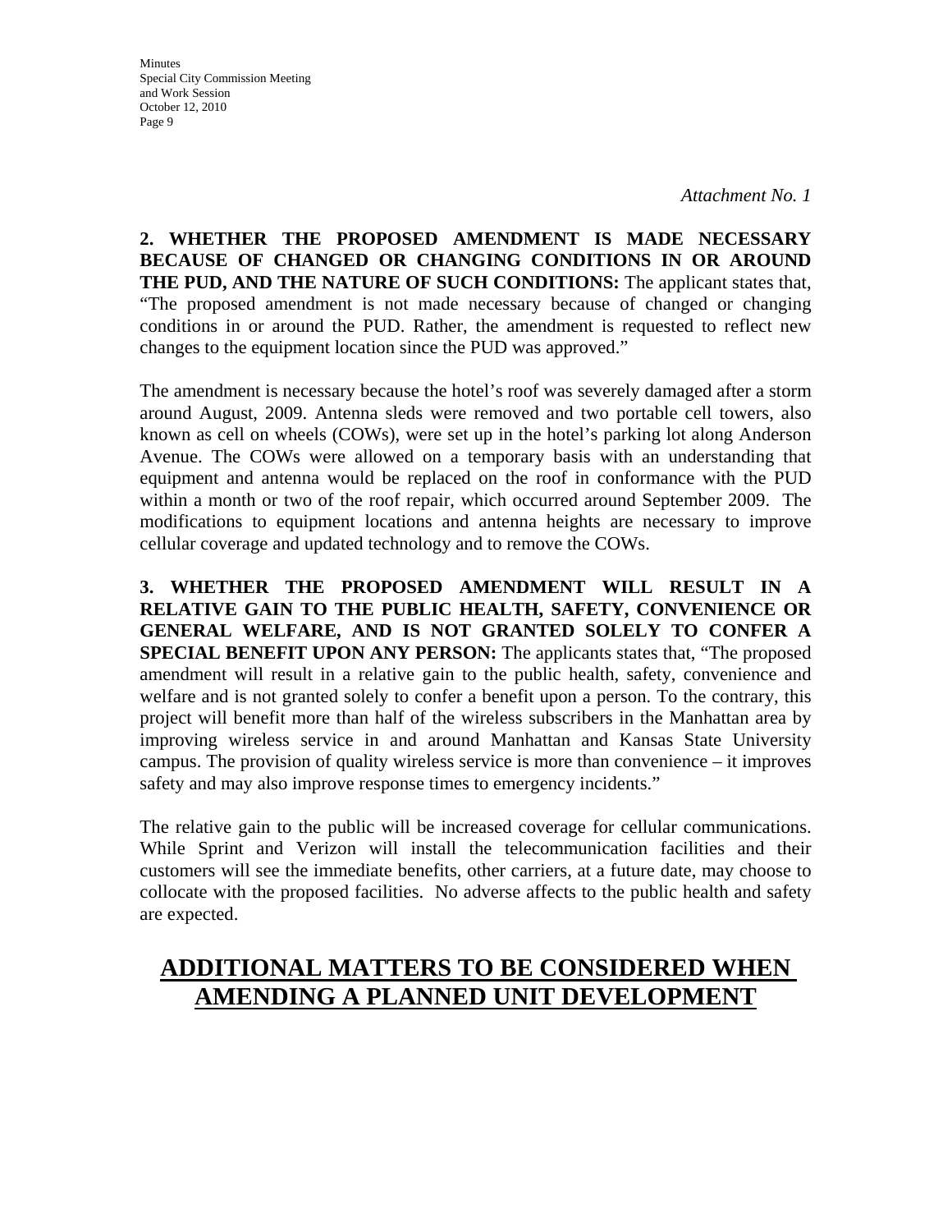*Attachment No. 1*

**2. WHETHER THE PROPOSED AMENDMENT IS MADE NECESSARY BECAUSE OF CHANGED OR CHANGING CONDITIONS IN OR AROUND THE PUD, AND THE NATURE OF SUCH CONDITIONS:** The applicant states that, "The proposed amendment is not made necessary because of changed or changing conditions in or around the PUD. Rather, the amendment is requested to reflect new changes to the equipment location since the PUD was approved."

The amendment is necessary because the hotel's roof was severely damaged after a storm around August, 2009. Antenna sleds were removed and two portable cell towers, also known as cell on wheels (COWs), were set up in the hotel's parking lot along Anderson Avenue. The COWs were allowed on a temporary basis with an understanding that equipment and antenna would be replaced on the roof in conformance with the PUD within a month or two of the roof repair, which occurred around September 2009. The modifications to equipment locations and antenna heights are necessary to improve cellular coverage and updated technology and to remove the COWs.

**3. WHETHER THE PROPOSED AMENDMENT WILL RESULT IN A RELATIVE GAIN TO THE PUBLIC HEALTH, SAFETY, CONVENIENCE OR GENERAL WELFARE, AND IS NOT GRANTED SOLELY TO CONFER A SPECIAL BENEFIT UPON ANY PERSON:** The applicants states that, "The proposed amendment will result in a relative gain to the public health, safety, convenience and welfare and is not granted solely to confer a benefit upon a person. To the contrary, this project will benefit more than half of the wireless subscribers in the Manhattan area by improving wireless service in and around Manhattan and Kansas State University campus. The provision of quality wireless service is more than convenience – it improves safety and may also improve response times to emergency incidents."

The relative gain to the public will be increased coverage for cellular communications. While Sprint and Verizon will install the telecommunication facilities and their customers will see the immediate benefits, other carriers, at a future date, may choose to collocate with the proposed facilities. No adverse affects to the public health and safety are expected.

## ADDITIONAL MATTERS TO BE CONSIDERED WHEN AMENDING A PLANNED UNIT DEVELOPMENT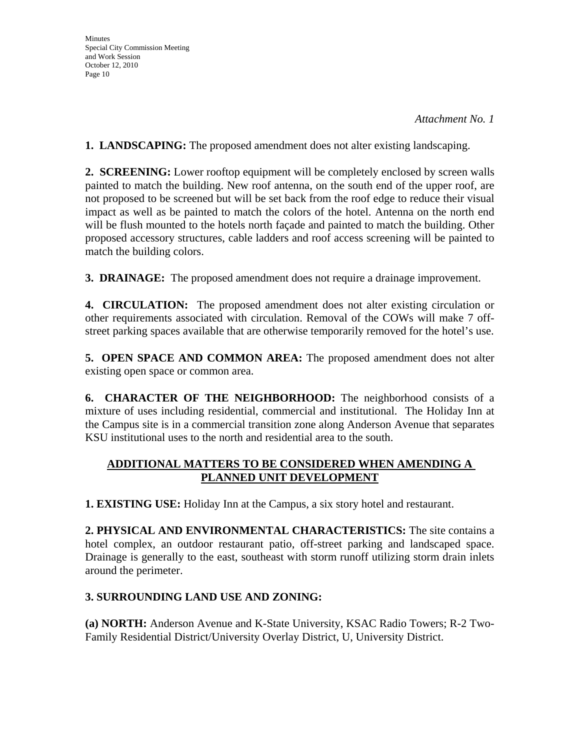*Attachment No. 1*

**1. LANDSCAPING:** The proposed amendment does not alter existing landscaping.

**2. SCREENING:** Lower rooftop equipment will be completely enclosed by screen walls painted to match the building. New roof antenna, on the south end of the upper roof, are not proposed to be screened but will be set back from the roof edge to reduce their visual impact as well as be painted to match the colors of the hotel. Antenna on the north end will be flush mounted to the hotels north façade and painted to match the building. Other proposed accessory structures, cable ladders and roof access screening will be painted to match the building colors.

**3. DRAINAGE:** The proposed amendment does not require a drainage improvement.

**4. CIRCULATION:** The proposed amendment does not alter existing circulation or other requirements associated with circulation. Removal of the COWs will make 7 off-street parking spaces available that are otherwise temporarily removed for the hotel's use.

**5. OPEN SPACE AND COMMON AREA:** The proposed amendment does not alter existing open space or common area.

**6. CHARACTER OF THE NEIGHBORHOOD:** The neighborhood consists of a mixture of uses including residential, commercial and institutional. The Holiday Inn at the Campus site is in a commercial transition zone along Anderson Avenue that separates KSU institutional uses to the north and residential area to the south.

## ADDITIONAL MATTERS TO BE CONSIDERED WHEN AMENDING A PLANNED UNIT DEVELOPMENT

**1. EXISTING USE:** Holiday Inn at the Campus, a six story hotel and restaurant.

**2. PHYSICAL AND ENVIRONMENTAL CHARACTERISTICS:** The site contains a hotel complex, an outdoor restaurant patio, off-street parking and landscaped space. Drainage is generally to the east, southeast with storm runoff utilizing storm drain inlets around the perimeter.

**3. SURROUNDING LAND USE AND ZONING:**

**(a) NORTH:** Anderson Avenue and K-State University, KSAC Radio Towers; R-2 Two-Family Residential District/University Overlay District, U, University District.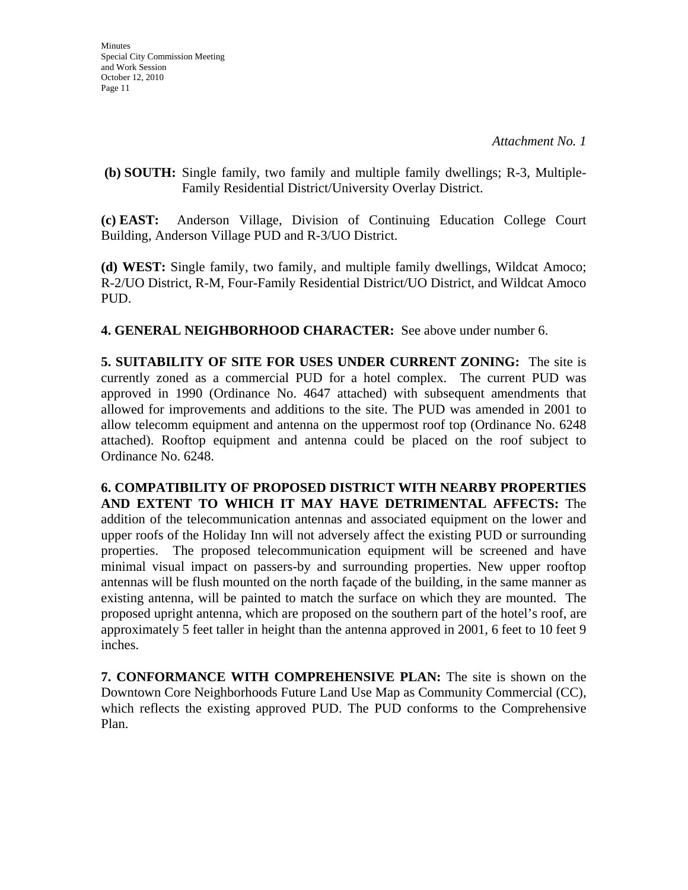*Attachment No. 1*

**(b) SOUTH:** Single family, two family and multiple family dwellings; R-3, Multiple-Family Residential District/University Overlay District.

**(c) EAST:** Anderson Village, Division of Continuing Education College Court Building, Anderson Village PUD and R-3/UO District.

**(d) WEST:** Single family, two family, and multiple family dwellings, Wildcat Amoco; R-2/UO District, R-M, Four-Family Residential District/UO District, and Wildcat Amoco PUD.

**4. GENERAL NEIGHBORHOOD CHARACTER:** See above under number 6.

**5. SUITABILITY OF SITE FOR USES UNDER CURRENT ZONING:** The site is currently zoned as a commercial PUD for a hotel complex. The current PUD was approved in 1990 (Ordinance No. 4647 attached) with subsequent amendments that allowed for improvements and additions to the site. The PUD was amended in 2001 to allow telecomm equipment and antenna on the uppermost roof top (Ordinance No. 6248 attached). Rooftop equipment and antenna could be placed on the roof subject to Ordinance No. 6248.

**6. COMPATIBILITY OF PROPOSED DISTRICT WITH NEARBY PROPERTIES AND EXTENT TO WHICH IT MAY HAVE DETRIMENTAL AFFECTS:** The addition of the telecommunication antennas and associated equipment on the lower and upper roofs of the Holiday Inn will not adversely affect the existing PUD or surrounding properties. The proposed telecommunication equipment will be screened and have minimal visual impact on passers-by and surrounding properties. New upper rooftop antennas will be flush mounted on the north façade of the building, in the same manner as existing antenna, will be painted to match the surface on which they are mounted. The proposed upright antenna, which are proposed on the southern part of the hotel's roof, are approximately 5 feet taller in height than the antenna approved in 2001, 6 feet to 10 feet 9 inches.

**7. CONFORMANCE WITH COMPREHENSIVE PLAN:** The site is shown on the Downtown Core Neighborhoods Future Land Use Map as Community Commercial (CC), which reflects the existing approved PUD. The PUD conforms to the Comprehensive Plan.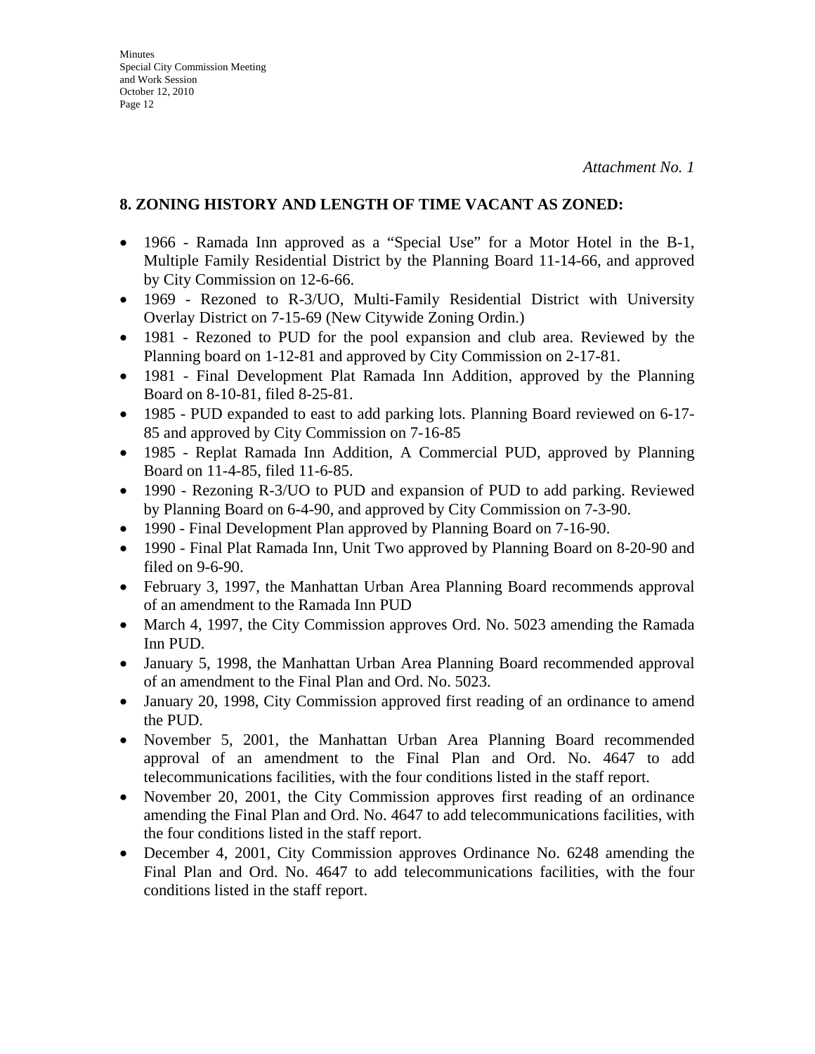*Attachment No. 1*

**8. ZONING HISTORY AND LENGTH OF TIME VACANT AS ZONED:**

- 1966 - Ramada Inn approved as a "Special Use" for a Motor Hotel in the B-1, Multiple Family Residential District by the Planning Board 11-14-66, and approved by City Commission on 12-6-66.
- 1969 - Rezoned to R-3/UO, Multi-Family Residential District with University Overlay District on 7-15-69 (New Citywide Zoning Ordin.)
- 1981 - Rezoned to PUD for the pool expansion and club area. Reviewed by the Planning board on 1-12-81 and approved by City Commission on 2-17-81.
- 1981 - Final Development Plat Ramada Inn Addition, approved by the Planning Board on 8-10-81, filed 8-25-81.
- 1985 - PUD expanded to east to add parking lots. Planning Board reviewed on 6-17-85 and approved by City Commission on 7-16-85
- 1985 - Replat Ramada Inn Addition, A Commercial PUD, approved by Planning Board on 11-4-85, filed 11-6-85.
- 1990 - Rezoning R-3/UO to PUD and expansion of PUD to add parking. Reviewed by Planning Board on 6-4-90, and approved by City Commission on 7-3-90.
- 1990 - Final Development Plan approved by Planning Board on 7-16-90.
- 1990 - Final Plat Ramada Inn, Unit Two approved by Planning Board on 8-20-90 and filed on 9-6-90.
- February 3, 1997, the Manhattan Urban Area Planning Board recommends approval of an amendment to the Ramada Inn PUD
- March 4, 1997, the City Commission approves Ord. No. 5023 amending the Ramada Inn PUD.
- January 5, 1998, the Manhattan Urban Area Planning Board recommended approval of an amendment to the Final Plan and Ord. No. 5023.
- January 20, 1998, City Commission approved first reading of an ordinance to amend the PUD.
- November 5, 2001, the Manhattan Urban Area Planning Board recommended approval of an amendment to the Final Plan and Ord. No. 4647 to add telecommunications facilities, with the four conditions listed in the staff report.
- November 20, 2001, the City Commission approves first reading of an ordinance amending the Final Plan and Ord. No. 4647 to add telecommunications facilities, with the four conditions listed in the staff report.
- December 4, 2001, City Commission approves Ordinance No. 6248 amending the Final Plan and Ord. No. 4647 to add telecommunications facilities, with the four conditions listed in the staff report.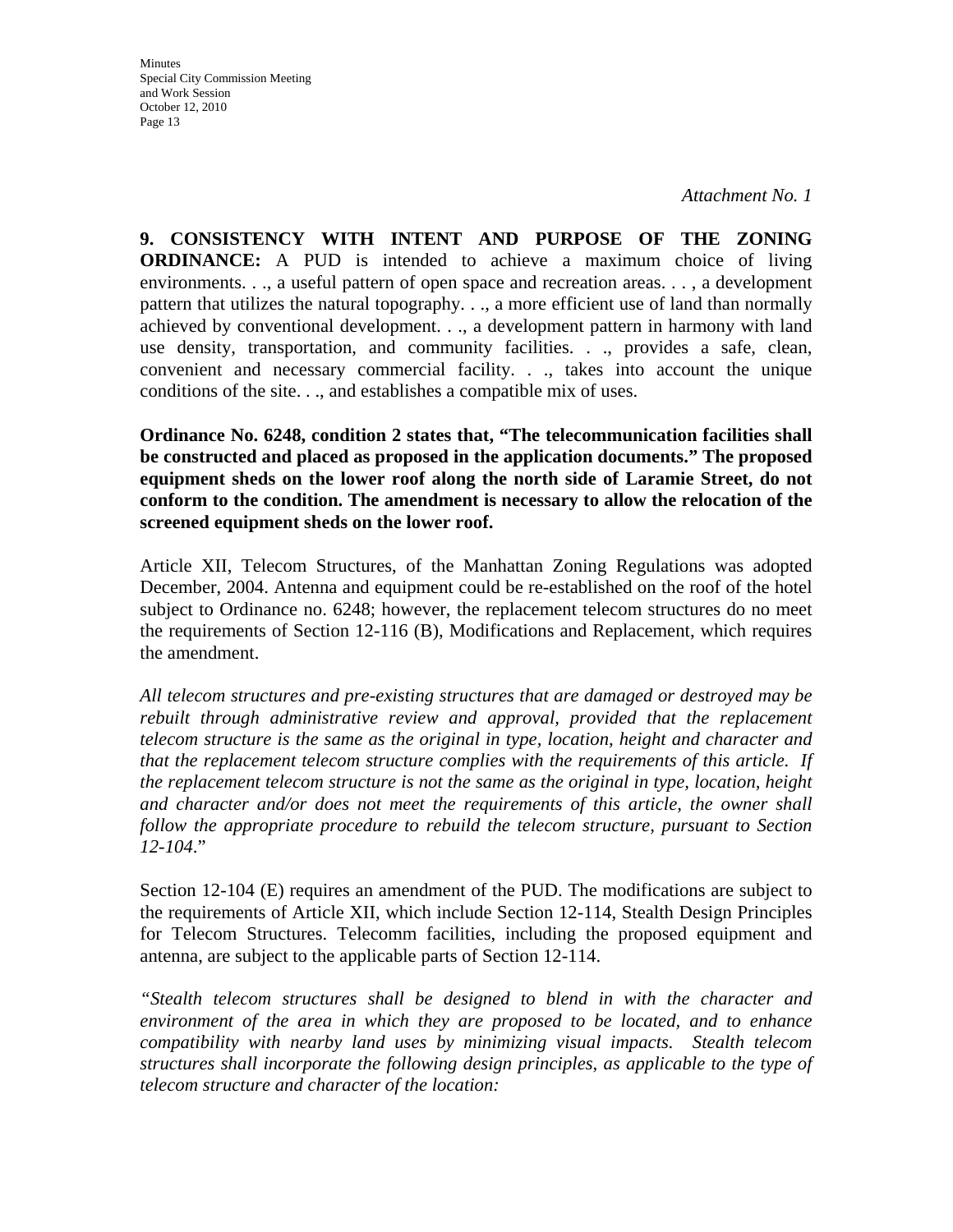*Attachment No. 1*

**9. CONSISTENCY WITH INTENT AND PURPOSE OF THE ZONING ORDINANCE:** A PUD is intended to achieve a maximum choice of living environments. . ., a useful pattern of open space and recreation areas. . . , a development pattern that utilizes the natural topography. . ., a more efficient use of land than normally achieved by conventional development. . ., a development pattern in harmony with land use density, transportation, and community facilities. . ., provides a safe, clean, convenient and necessary commercial facility. . ., takes into account the unique conditions of the site. . ., and establishes a compatible mix of uses.

**Ordinance No. 6248, condition 2 states that, "The telecommunication facilities shall be constructed and placed as proposed in the application documents." The proposed equipment sheds on the lower roof along the north side of Laramie Street, do not conform to the condition. The amendment is necessary to allow the relocation of the screened equipment sheds on the lower roof.**

Article XII, Telecom Structures, of the Manhattan Zoning Regulations was adopted December, 2004. Antenna and equipment could be re-established on the roof of the hotel subject to Ordinance no. 6248; however, the replacement telecom structures do no meet the requirements of Section 12-116 (B), Modifications and Replacement, which requires the amendment.

*All telecom structures and pre-existing structures that are damaged or destroyed may be rebuilt through administrative review and approval, provided that the replacement telecom structure is the same as the original in type, location, height and character and that the replacement telecom structure complies with the requirements of this article. If the replacement telecom structure is not the same as the original in type, location, height and character and/or does not meet the requirements of this article, the owner shall follow the appropriate procedure to rebuild the telecom structure, pursuant to Section 12-104.*"

Section 12-104 (E) requires an amendment of the PUD. The modifications are subject to the requirements of Article XII, which include Section 12-114, Stealth Design Principles for Telecom Structures. Telecomm facilities, including the proposed equipment and antenna, are subject to the applicable parts of Section 12-114.

*"Stealth telecom structures shall be designed to blend in with the character and environment of the area in which they are proposed to be located, and to enhance compatibility with nearby land uses by minimizing visual impacts. Stealth telecom structures shall incorporate the following design principles, as applicable to the type of telecom structure and character of the location:*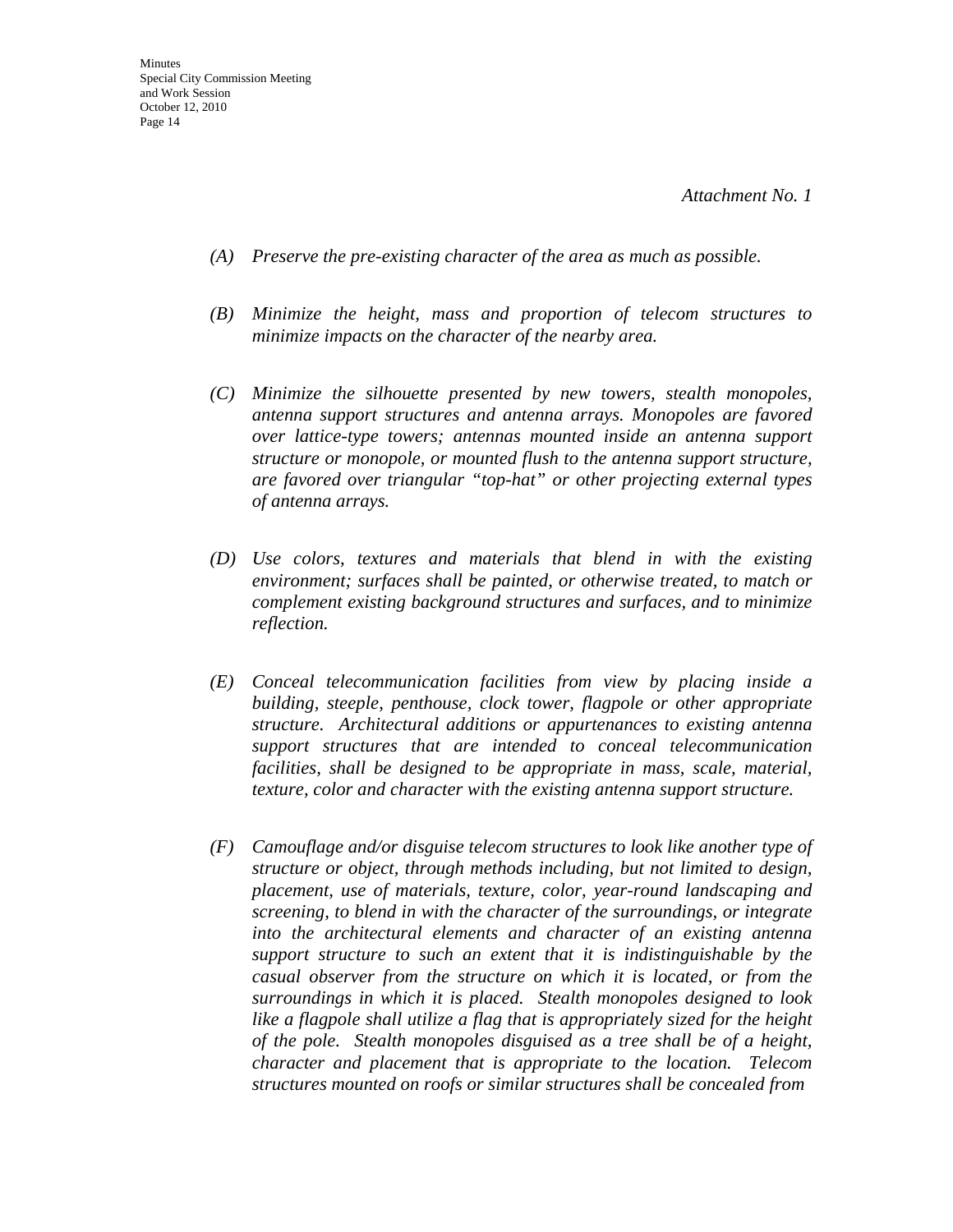*Attachment No. 1*

*(A) Preserve the pre-existing character of the area as much as possible.*

*(B) Minimize the height, mass and proportion of telecom structures to minimize impacts on the character of the nearby area.*

*(C) Minimize the silhouette presented by new towers, stealth monopoles, antenna support structures and antenna arrays. Monopoles are favored over lattice-type towers; antennas mounted inside an antenna support structure or monopole, or mounted flush to the antenna support structure, are favored over triangular "top-hat" or other projecting external types of antenna arrays.*

*(D) Use colors, textures and materials that blend in with the existing environment; surfaces shall be painted, or otherwise treated, to match or complement existing background structures and surfaces, and to minimize reflection.*

*(E) Conceal telecommunication facilities from view by placing inside a building, steeple, penthouse, clock tower, flagpole or other appropriate structure. Architectural additions or appurtenances to existing antenna support structures that are intended to conceal telecommunication facilities, shall be designed to be appropriate in mass, scale, material, texture, color and character with the existing antenna support structure.*

*(F) Camouflage and/or disguise telecom structures to look like another type of structure or object, through methods including, but not limited to design, placement, use of materials, texture, color, year-round landscaping and screening, to blend in with the character of the surroundings, or integrate into the architectural elements and character of an existing antenna support structure to such an extent that it is indistinguishable by the casual observer from the structure on which it is located, or from the surroundings in which it is placed. Stealth monopoles designed to look like a flagpole shall utilize a flag that is appropriately sized for the height of the pole. Stealth monopoles disguised as a tree shall be of a height, character and placement that is appropriate to the location. Telecom structures mounted on roofs or similar structures shall be concealed from*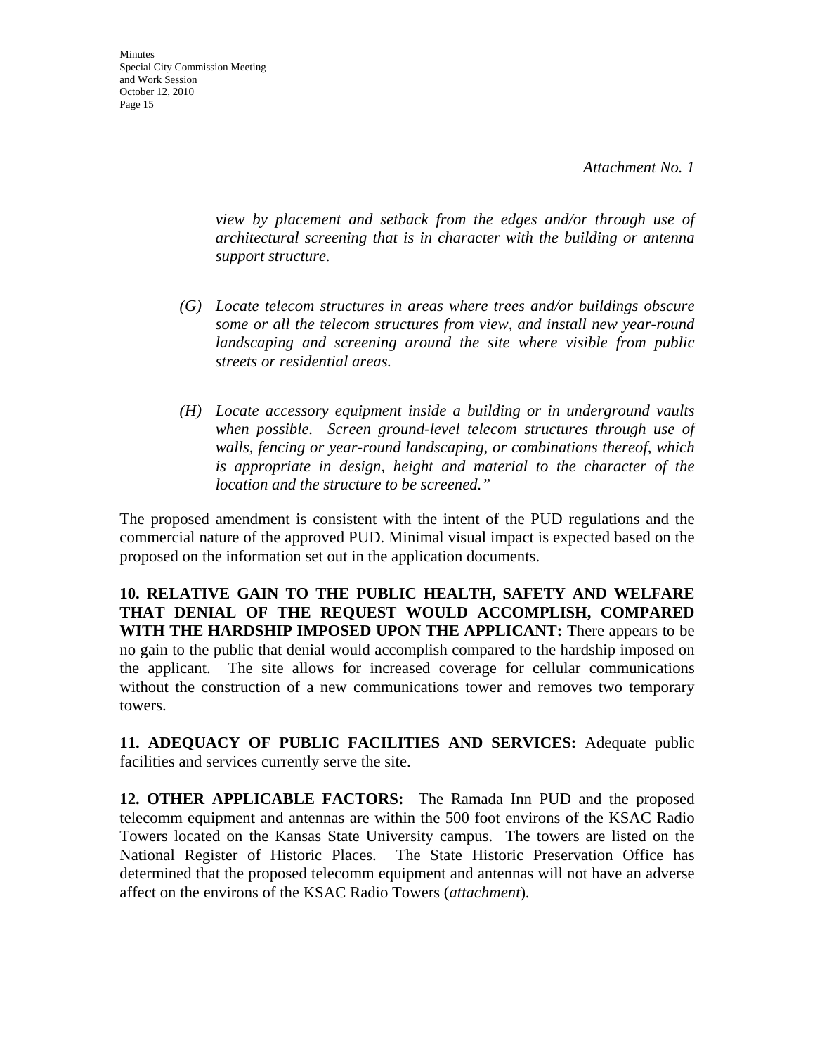*Attachment No. 1*

> *view by placement and setback from the edges and/or through use of architectural screening that is in character with the building or antenna support structure.*
>
> *(G) Locate telecom structures in areas where trees and/or buildings obscure some or all the telecom structures from view, and install new year-round landscaping and screening around the site where visible from public streets or residential areas.*
>
> *(H) Locate accessory equipment inside a building or in underground vaults when possible. Screen ground-level telecom structures through use of walls, fencing or year-round landscaping, or combinations thereof, which is appropriate in design, height and material to the character of the location and the structure to be screened."*

The proposed amendment is consistent with the intent of the PUD regulations and the commercial nature of the approved PUD. Minimal visual impact is expected based on the proposed on the information set out in the application documents.

**10. RELATIVE GAIN TO THE PUBLIC HEALTH, SAFETY AND WELFARE THAT DENIAL OF THE REQUEST WOULD ACCOMPLISH, COMPARED WITH THE HARDSHIP IMPOSED UPON THE APPLICANT:** There appears to be no gain to the public that denial would accomplish compared to the hardship imposed on the applicant. The site allows for increased coverage for cellular communications without the construction of a new communications tower and removes two temporary towers.

**11. ADEQUACY OF PUBLIC FACILITIES AND SERVICES:** Adequate public facilities and services currently serve the site.

**12. OTHER APPLICABLE FACTORS:** The Ramada Inn PUD and the proposed telecomm equipment and antennas are within the 500 foot environs of the KSAC Radio Towers located on the Kansas State University campus. The towers are listed on the National Register of Historic Places. The State Historic Preservation Office has determined that the proposed telecomm equipment and antennas will not have an adverse affect on the environs of the KSAC Radio Towers (*attachment*).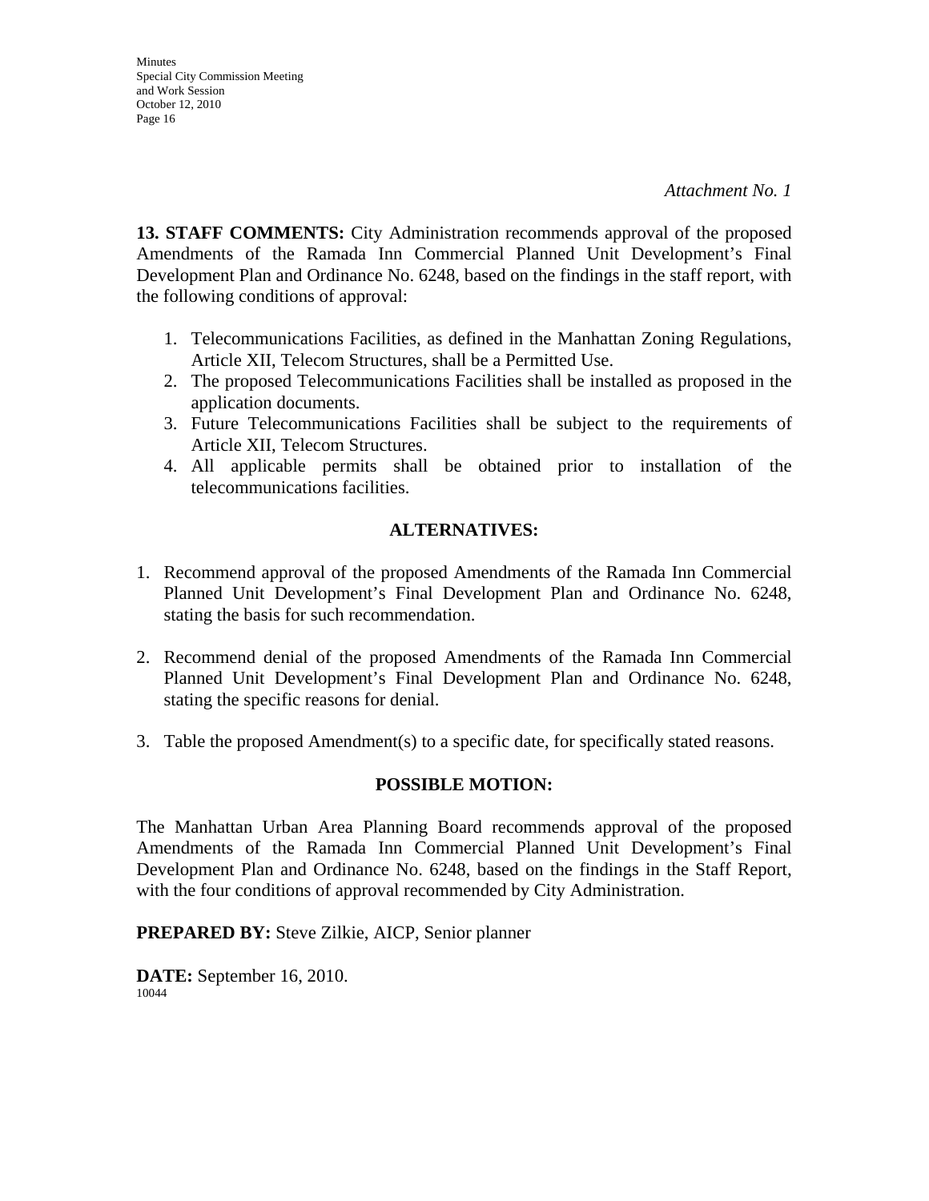*Attachment No. 1*

**13. STAFF COMMENTS:** City Administration recommends approval of the proposed Amendments of the Ramada Inn Commercial Planned Unit Development's Final Development Plan and Ordinance No. 6248, based on the findings in the staff report, with the following conditions of approval:

1. Telecommunications Facilities, as defined in the Manhattan Zoning Regulations, Article XII, Telecom Structures, shall be a Permitted Use.
2. The proposed Telecommunications Facilities shall be installed as proposed in the application documents.
3. Future Telecommunications Facilities shall be subject to the requirements of Article XII, Telecom Structures.
4. All applicable permits shall be obtained prior to installation of the telecommunications facilities.

**ALTERNATIVES:**

1. Recommend approval of the proposed Amendments of the Ramada Inn Commercial Planned Unit Development's Final Development Plan and Ordinance No. 6248, stating the basis for such recommendation.

2. Recommend denial of the proposed Amendments of the Ramada Inn Commercial Planned Unit Development's Final Development Plan and Ordinance No. 6248, stating the specific reasons for denial.

3. Table the proposed Amendment(s) to a specific date, for specifically stated reasons.

**POSSIBLE MOTION:**

The Manhattan Urban Area Planning Board recommends approval of the proposed Amendments of the Ramada Inn Commercial Planned Unit Development's Final Development Plan and Ordinance No. 6248, based on the findings in the Staff Report, with the four conditions of approval recommended by City Administration.

**PREPARED BY:** Steve Zilkie, AICP, Senior planner

**DATE:** September 16, 2010.

10044